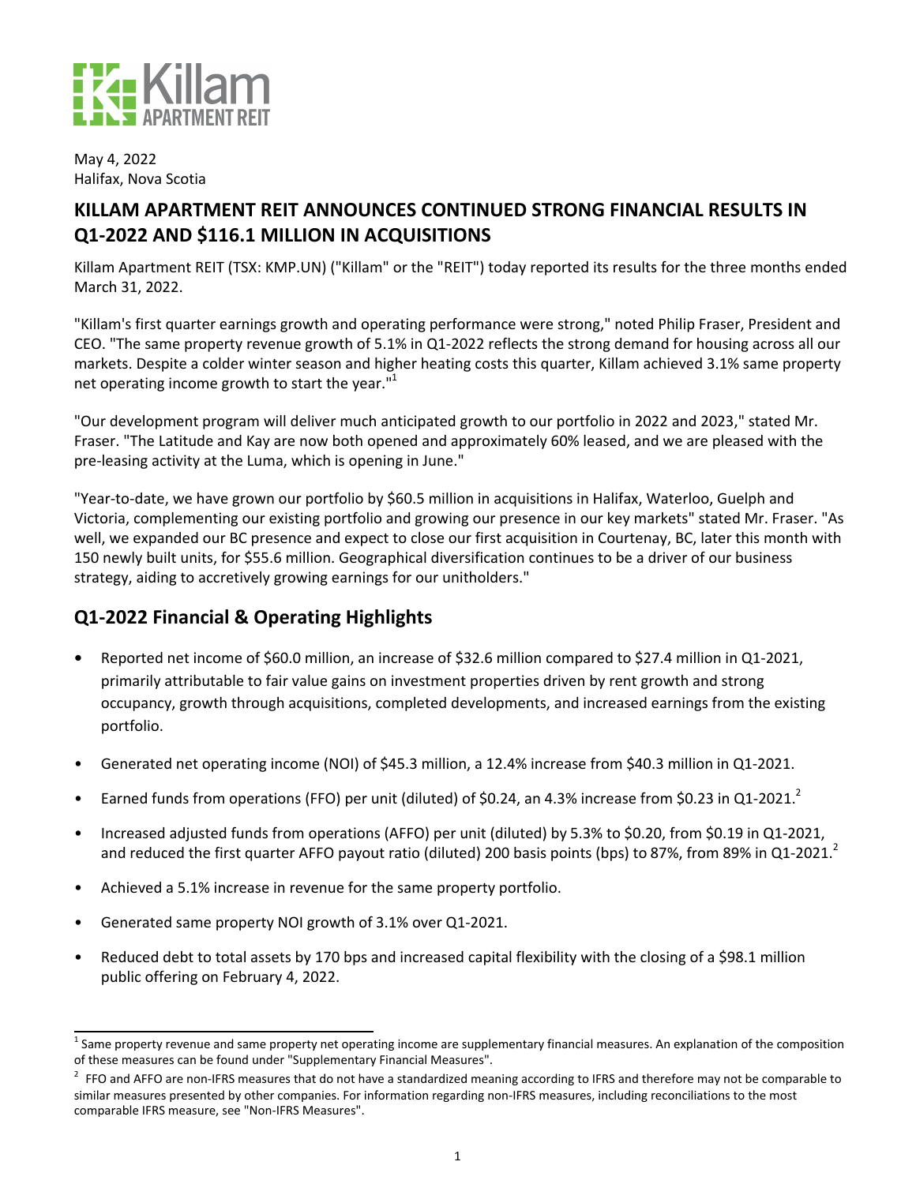May 4, 2022
Halifax, Nova Scotia

# KILLAM APARTMENT REIT ANNOUNCES CONTINUED STRONG FINANCIAL RESULTS IN Q1-2022 AND $116.1 MILLION IN ACQUISITIONS

Killam Apartment REIT (TSX: KMP.UN) ("Killam" or the "REIT") today reported its results for the three months ended March 31, 2022.

"Killam's first quarter earnings growth and operating performance were strong," noted Philip Fraser, President and CEO. "The same property revenue growth of 5.1% in Q1-2022 reflects the strong demand for housing across all our markets. Despite a colder winter season and higher heating costs this quarter, Killam achieved 3.1% same property net operating income growth to start the year."[1]

"Our development program will deliver much anticipated growth to our portfolio in 2022 and 2023," stated Mr. Fraser. "The Latitude and Kay are now both opened and approximately 60% leased, and we are pleased with the pre-leasing activity at the Luma, which is opening in June."

"Year-to-date, we have grown our portfolio by $60.5 million in acquisitions in Halifax, Waterloo, Guelph and Victoria, complementing our existing portfolio and growing our presence in our key markets" stated Mr. Fraser. "As well, we expanded our BC presence and expect to close our first acquisition in Courtenay, BC, later this month with 150 newly built units, for $55.6 million. Geographical diversification continues to be a driver of our business strategy, aiding to accretively growing earnings for our unitholders."

## Q1-2022 Financial & Operating Highlights

- Reported net income of $60.0 million, an increase of $32.6 million compared to $27.4 million in Q1-2021, primarily attributable to fair value gains on investment properties driven by rent growth and strong occupancy, growth through acquisitions, completed developments, and increased earnings from the existing portfolio.
- Generated net operating income (NOI) of $45.3 million, a 12.4% increase from $40.3 million in Q1-2021.
- Earned funds from operations (FFO) per unit (diluted) of $0.24, an 4.3% increase from $0.23 in Q1-2021.[2]
- Increased adjusted funds from operations (AFFO) per unit (diluted) by 5.3% to $0.20, from $0.19 in Q1-2021, and reduced the first quarter AFFO payout ratio (diluted) 200 basis points (bps) to 87%, from 89% in Q1-2021.[2]
- Achieved a 5.1% increase in revenue for the same property portfolio.
- Generated same property NOI growth of 3.1% over Q1-2021.
- Reduced debt to total assets by 170 bps and increased capital flexibility with the closing of a $98.1 million public offering on February 4, 2022.

---

[1] Same property revenue and same property net operating income are supplementary financial measures. An explanation of the composition of these measures can be found under "Supplementary Financial Measures".

[2] FFO and AFFO are non-IFRS measures that do not have a standardized meaning according to IFRS and therefore may not be comparable to similar measures presented by other companies. For information regarding non-IFRS measures, including reconciliations to the most comparable IFRS measure, see "Non-IFRS Measures".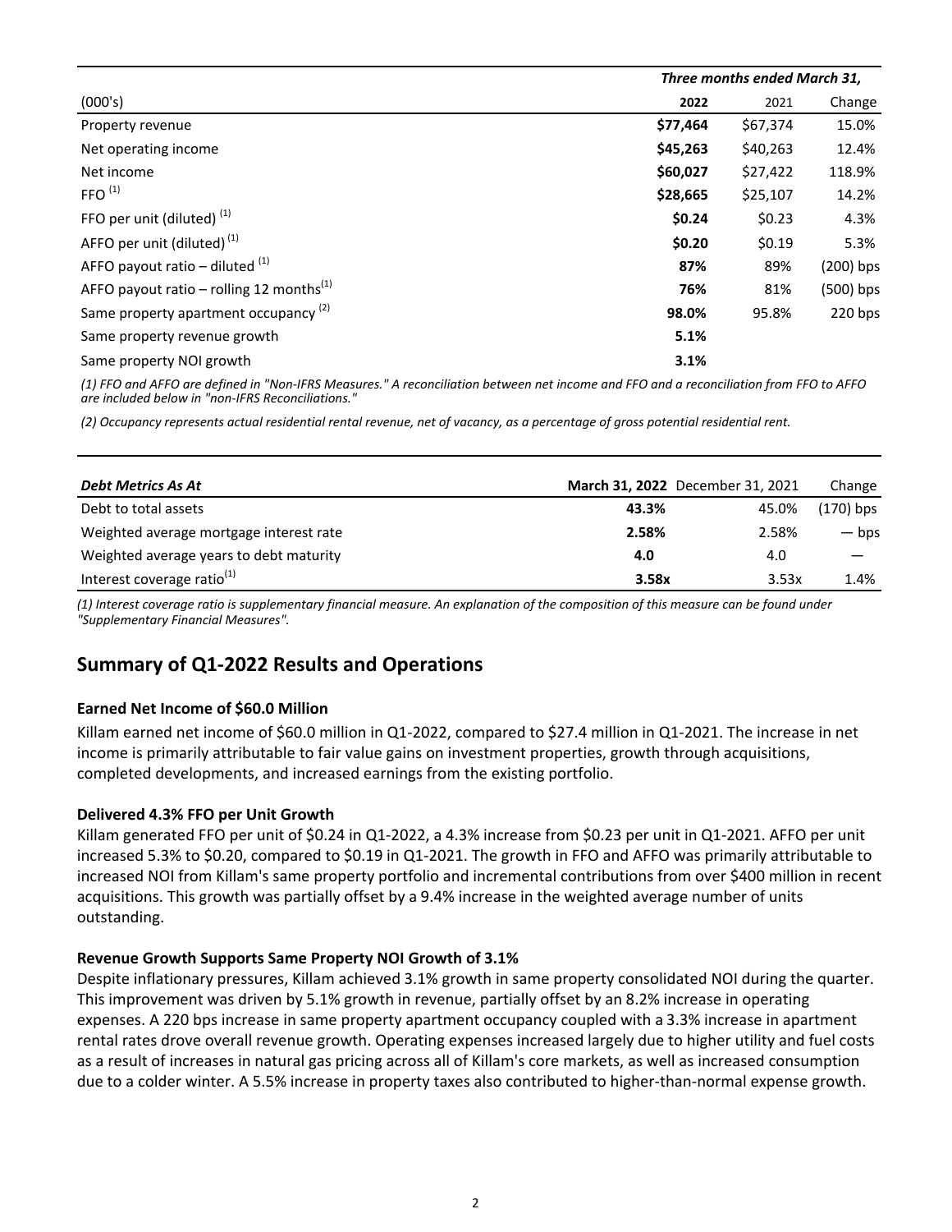| | *Three months ended March 31,* | | |
|---|---|---|---|
| (000's) | **2022** | 2021 | Change |
| Property revenue | **$77,464** | $67,374 | 15.0% |
| Net operating income | **$45,263** | $40,263 | 12.4% |
| Net income | **$60,027** | $27,422 | 118.9% |
| FFO [1] | **$28,665** | $25,107 | 14.2% |
| FFO per unit (diluted) [1] | **$0.24** | $0.23 | 4.3% |
| AFFO per unit (diluted) [1] | **$0.20** | $0.19 | 5.3% |
| AFFO payout ratio – diluted [1] | **87%** | 89% | (200) bps |
| AFFO payout ratio – rolling 12 months[1] | **76%** | 81% | (500) bps |
| Same property apartment occupancy [2] | **98.0%** | 95.8% | 220 bps |
| Same property revenue growth | **5.1%** | | |
| Same property NOI growth | **3.1%** | | |

*(1) FFO and AFFO are defined in "Non-IFRS Measures." A reconciliation between net income and FFO and a reconciliation from FFO to AFFO are included below in "non-IFRS Reconciliations."*

*(2) Occupancy represents actual residential rental revenue, net of vacancy, as a percentage of gross potential residential rent.*

| ***Debt Metrics As At*** | **March 31, 2022** | December 31, 2021 | Change |
|---|---|---|---|
| Debt to total assets | **43.3%** | 45.0% | (170) bps |
| Weighted average mortgage interest rate | **2.58%** | 2.58% | — bps |
| Weighted average years to debt maturity | **4.0** | 4.0 | — |
| Interest coverage ratio[1] | **3.58x** | 3.53x | 1.4% |

*(1) Interest coverage ratio is supplementary financial measure. An explanation of the composition of this measure can be found under "Supplementary Financial Measures".*

## Summary of Q1-2022 Results and Operations

### Earned Net Income of $60.0 Million

Killam earned net income of $60.0 million in Q1-2022, compared to $27.4 million in Q1-2021. The increase in net income is primarily attributable to fair value gains on investment properties, growth through acquisitions, completed developments, and increased earnings from the existing portfolio.

### Delivered 4.3% FFO per Unit Growth

Killam generated FFO per unit of $0.24 in Q1-2022, a 4.3% increase from $0.23 per unit in Q1-2021. AFFO per unit increased 5.3% to $0.20, compared to $0.19 in Q1-2021. The growth in FFO and AFFO was primarily attributable to increased NOI from Killam's same property portfolio and incremental contributions from over $400 million in recent acquisitions. This growth was partially offset by a 9.4% increase in the weighted average number of units outstanding.

### Revenue Growth Supports Same Property NOI Growth of 3.1%

Despite inflationary pressures, Killam achieved 3.1% growth in same property consolidated NOI during the quarter. This improvement was driven by 5.1% growth in revenue, partially offset by an 8.2% increase in operating expenses. A 220 bps increase in same property apartment occupancy coupled with a 3.3% increase in apartment rental rates drove overall revenue growth. Operating expenses increased largely due to higher utility and fuel costs as a result of increases in natural gas pricing across all of Killam's core markets, as well as increased consumption due to a colder winter. A 5.5% increase in property taxes also contributed to higher-than-normal expense growth.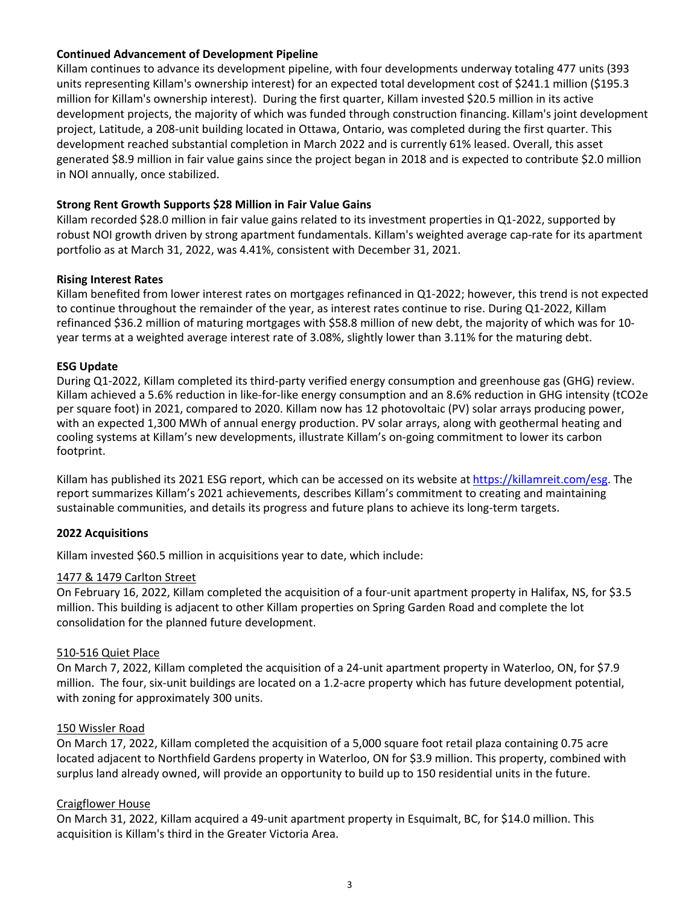**Continued Advancement of Development Pipeline**

Killam continues to advance its development pipeline, with four developments underway totaling 477 units (393 units representing Killam's ownership interest) for an expected total development cost of $241.1 million ($195.3 million for Killam's ownership interest). During the first quarter, Killam invested $20.5 million in its active development projects, the majority of which was funded through construction financing. Killam's joint development project, Latitude, a 208-unit building located in Ottawa, Ontario, was completed during the first quarter. This development reached substantial completion in March 2022 and is currently 61% leased. Overall, this asset generated $8.9 million in fair value gains since the project began in 2018 and is expected to contribute $2.0 million in NOI annually, once stabilized.

**Strong Rent Growth Supports $28 Million in Fair Value Gains**

Killam recorded $28.0 million in fair value gains related to its investment properties in Q1-2022, supported by robust NOI growth driven by strong apartment fundamentals. Killam's weighted average cap-rate for its apartment portfolio as at March 31, 2022, was 4.41%, consistent with December 31, 2021.

**Rising Interest Rates**

Killam benefited from lower interest rates on mortgages refinanced in Q1-2022; however, this trend is not expected to continue throughout the remainder of the year, as interest rates continue to rise. During Q1-2022, Killam refinanced $36.2 million of maturing mortgages with $58.8 million of new debt, the majority of which was for 10-year terms at a weighted average interest rate of 3.08%, slightly lower than 3.11% for the maturing debt.

**ESG Update**

During Q1-2022, Killam completed its third-party verified energy consumption and greenhouse gas (GHG) review. Killam achieved a 5.6% reduction in like-for-like energy consumption and an 8.6% reduction in GHG intensity (tCO2e per square foot) in 2021, compared to 2020. Killam now has 12 photovoltaic (PV) solar arrays producing power, with an expected 1,300 MWh of annual energy production. PV solar arrays, along with geothermal heating and cooling systems at Killam's new developments, illustrate Killam's on-going commitment to lower its carbon footprint.

Killam has published its 2021 ESG report, which can be accessed on its website at https://killamreit.com/esg. The report summarizes Killam's 2021 achievements, describes Killam's commitment to creating and maintaining sustainable communities, and details its progress and future plans to achieve its long-term targets.

**2022 Acquisitions**

Killam invested $60.5 million in acquisitions year to date, which include:

1477 & 1479 Carlton Street

On February 16, 2022, Killam completed the acquisition of a four-unit apartment property in Halifax, NS, for $3.5 million. This building is adjacent to other Killam properties on Spring Garden Road and complete the lot consolidation for the planned future development.

510-516 Quiet Place

On March 7, 2022, Killam completed the acquisition of a 24-unit apartment property in Waterloo, ON, for $7.9 million. The four, six-unit buildings are located on a 1.2-acre property which has future development potential, with zoning for approximately 300 units.

150 Wissler Road

On March 17, 2022, Killam completed the acquisition of a 5,000 square foot retail plaza containing 0.75 acre located adjacent to Northfield Gardens property in Waterloo, ON for $3.9 million. This property, combined with surplus land already owned, will provide an opportunity to build up to 150 residential units in the future.

Craigflower House

On March 31, 2022, Killam acquired a 49-unit apartment property in Esquimalt, BC, for $14.0 million. This acquisition is Killam's third in the Greater Victoria Area.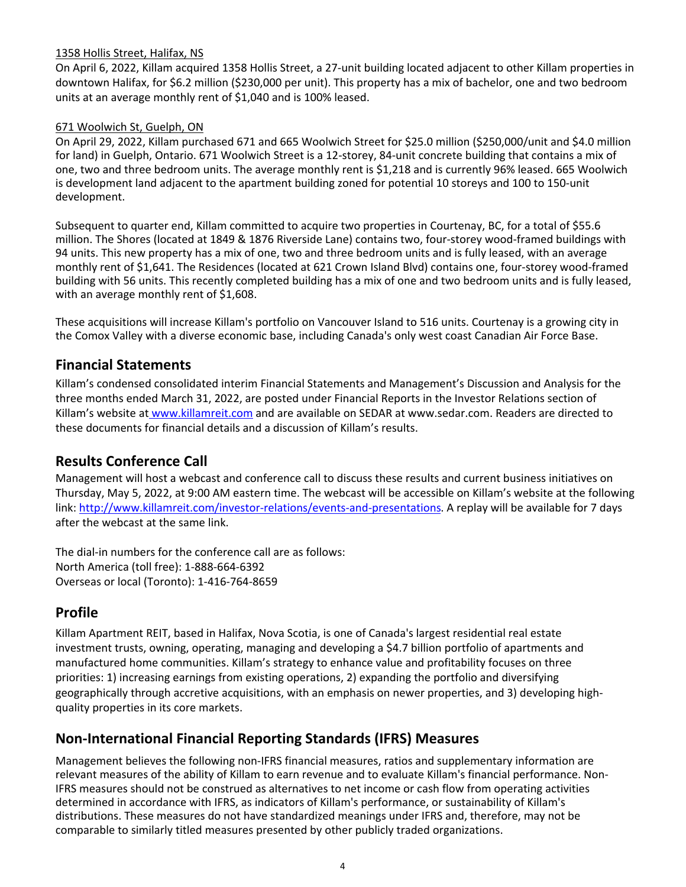1358 Hollis Street, Halifax, NS

On April 6, 2022, Killam acquired 1358 Hollis Street, a 27-unit building located adjacent to other Killam properties in downtown Halifax, for $6.2 million ($230,000 per unit). This property has a mix of bachelor, one and two bedroom units at an average monthly rent of $1,040 and is 100% leased.

671 Woolwich St, Guelph, ON

On April 29, 2022, Killam purchased 671 and 665 Woolwich Street for $25.0 million ($250,000/unit and $4.0 million for land) in Guelph, Ontario. 671 Woolwich Street is a 12-storey, 84-unit concrete building that contains a mix of one, two and three bedroom units. The average monthly rent is $1,218 and is currently 96% leased. 665 Woolwich is development land adjacent to the apartment building zoned for potential 10 storeys and 100 to 150-unit development.

Subsequent to quarter end, Killam committed to acquire two properties in Courtenay, BC, for a total of $55.6 million. The Shores (located at 1849 & 1876 Riverside Lane) contains two, four-storey wood-framed buildings with 94 units. This new property has a mix of one, two and three bedroom units and is fully leased, with an average monthly rent of $1,641. The Residences (located at 621 Crown Island Blvd) contains one, four-storey wood-framed building with 56 units. This recently completed building has a mix of one and two bedroom units and is fully leased, with an average monthly rent of $1,608.

These acquisitions will increase Killam's portfolio on Vancouver Island to 516 units. Courtenay is a growing city in the Comox Valley with a diverse economic base, including Canada's only west coast Canadian Air Force Base.

## Financial Statements

Killam's condensed consolidated interim Financial Statements and Management's Discussion and Analysis for the three months ended March 31, 2022, are posted under Financial Reports in the Investor Relations section of Killam's website at www.killamreit.com and are available on SEDAR at www.sedar.com. Readers are directed to these documents for financial details and a discussion of Killam's results.

## Results Conference Call

Management will host a webcast and conference call to discuss these results and current business initiatives on Thursday, May 5, 2022, at 9:00 AM eastern time. The webcast will be accessible on Killam's website at the following link: http://www.killamreit.com/investor-relations/events-and-presentations. A replay will be available for 7 days after the webcast at the same link.

The dial-in numbers for the conference call are as follows:
North America (toll free): 1-888-664-6392
Overseas or local (Toronto): 1-416-764-8659

## Profile

Killam Apartment REIT, based in Halifax, Nova Scotia, is one of Canada's largest residential real estate investment trusts, owning, operating, managing and developing a $4.7 billion portfolio of apartments and manufactured home communities. Killam's strategy to enhance value and profitability focuses on three priorities: 1) increasing earnings from existing operations, 2) expanding the portfolio and diversifying geographically through accretive acquisitions, with an emphasis on newer properties, and 3) developing high-quality properties in its core markets.

## Non-International Financial Reporting Standards (IFRS) Measures

Management believes the following non-IFRS financial measures, ratios and supplementary information are relevant measures of the ability of Killam to earn revenue and to evaluate Killam's financial performance. Non-IFRS measures should not be construed as alternatives to net income or cash flow from operating activities determined in accordance with IFRS, as indicators of Killam's performance, or sustainability of Killam's distributions. These measures do not have standardized meanings under IFRS and, therefore, may not be comparable to similarly titled measures presented by other publicly traded organizations.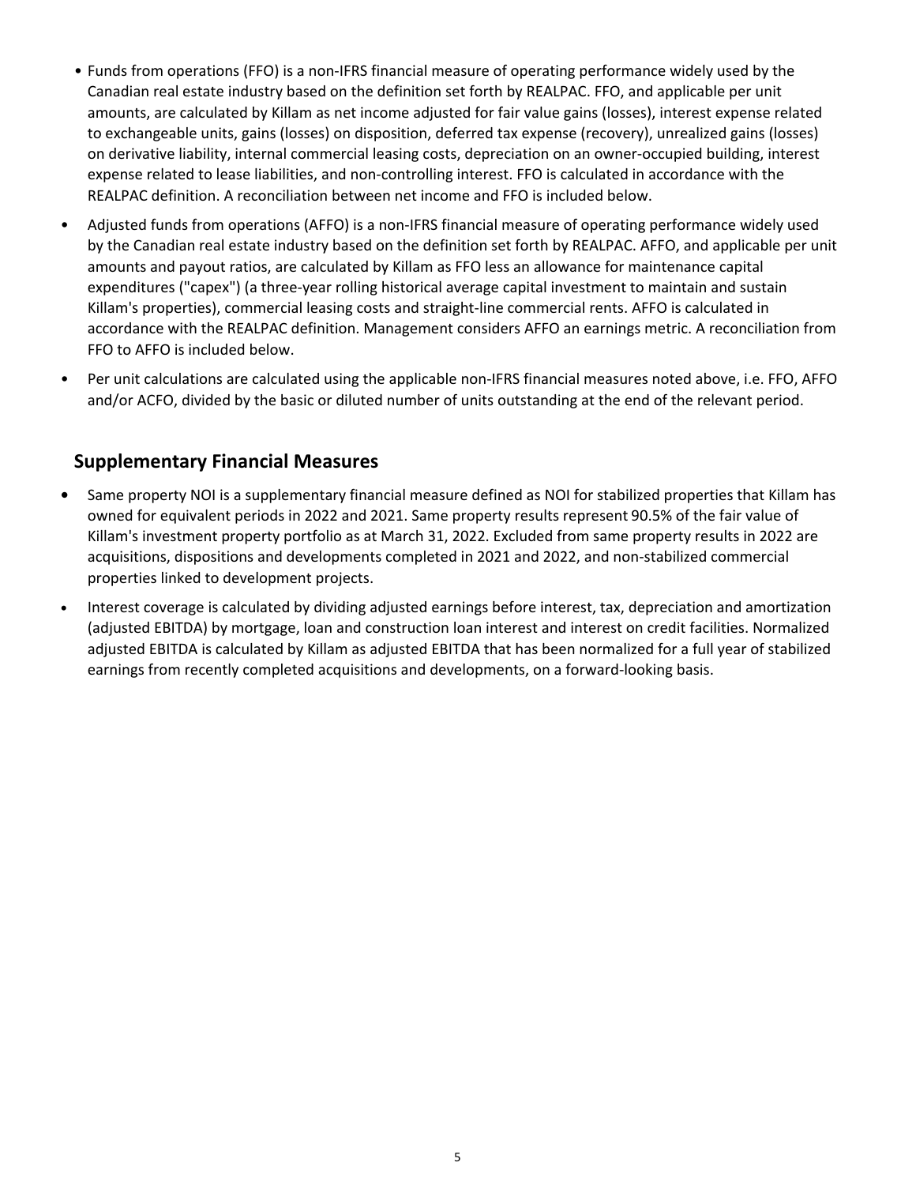- Funds from operations (FFO) is a non-IFRS financial measure of operating performance widely used by the Canadian real estate industry based on the definition set forth by REALPAC. FFO, and applicable per unit amounts, are calculated by Killam as net income adjusted for fair value gains (losses), interest expense related to exchangeable units, gains (losses) on disposition, deferred tax expense (recovery), unrealized gains (losses) on derivative liability, internal commercial leasing costs, depreciation on an owner-occupied building, interest expense related to lease liabilities, and non-controlling interest. FFO is calculated in accordance with the REALPAC definition. A reconciliation between net income and FFO is included below.
- Adjusted funds from operations (AFFO) is a non-IFRS financial measure of operating performance widely used by the Canadian real estate industry based on the definition set forth by REALPAC. AFFO, and applicable per unit amounts and payout ratios, are calculated by Killam as FFO less an allowance for maintenance capital expenditures ("capex") (a three-year rolling historical average capital investment to maintain and sustain Killam's properties), commercial leasing costs and straight-line commercial rents. AFFO is calculated in accordance with the REALPAC definition. Management considers AFFO an earnings metric. A reconciliation from FFO to AFFO is included below.
- Per unit calculations are calculated using the applicable non-IFRS financial measures noted above, i.e. FFO, AFFO and/or ACFO, divided by the basic or diluted number of units outstanding at the end of the relevant period.

## Supplementary Financial Measures

- Same property NOI is a supplementary financial measure defined as NOI for stabilized properties that Killam has owned for equivalent periods in 2022 and 2021. Same property results represent 90.5% of the fair value of Killam's investment property portfolio as at March 31, 2022. Excluded from same property results in 2022 are acquisitions, dispositions and developments completed in 2021 and 2022, and non-stabilized commercial properties linked to development projects.
- Interest coverage is calculated by dividing adjusted earnings before interest, tax, depreciation and amortization (adjusted EBITDA) by mortgage, loan and construction loan interest and interest on credit facilities. Normalized adjusted EBITDA is calculated by Killam as adjusted EBITDA that has been normalized for a full year of stabilized earnings from recently completed acquisitions and developments, on a forward-looking basis.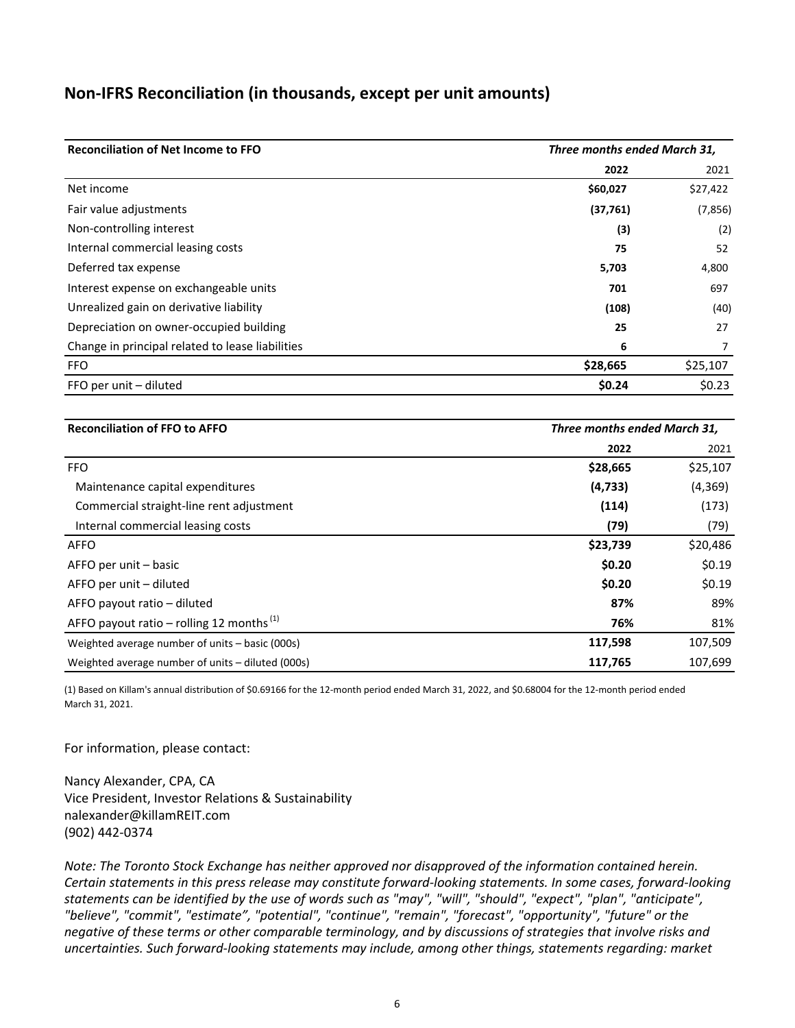## Non-IFRS Reconciliation (in thousands, except per unit amounts)

| Reconciliation of Net Income to FFO | *Three months ended March 31,* | |
|---|---|---|
| | **2022** | 2021 |
| Net income | **$60,027** | $27,422 |
| Fair value adjustments | **(37,761)** | (7,856) |
| Non-controlling interest | **(3)** | (2) |
| Internal commercial leasing costs | **75** | 52 |
| Deferred tax expense | **5,703** | 4,800 |
| Interest expense on exchangeable units | **701** | 697 |
| Unrealized gain on derivative liability | **(108)** | (40) |
| Depreciation on owner-occupied building | **25** | 27 |
| Change in principal related to lease liabilities | **6** | 7 |
| FFO | **$28,665** | $25,107 |
| FFO per unit – diluted | **$0.24** | $0.23 |

| Reconciliation of FFO to AFFO | *Three months ended March 31,* | |
|---|---|---|
| | **2022** | 2021 |
| FFO | **$28,665** | $25,107 |
| Maintenance capital expenditures | **(4,733)** | (4,369) |
| Commercial straight-line rent adjustment | **(114)** | (173) |
| Internal commercial leasing costs | **(79)** | (79) |
| AFFO | **$23,739** | $20,486 |
| AFFO per unit – basic | **$0.20** | $0.19 |
| AFFO per unit – diluted | **$0.20** | $0.19 |
| AFFO payout ratio – diluted | **87%** | 89% |
| AFFO payout ratio – rolling 12 months [1] | **76%** | 81% |
| Weighted average number of units – basic (000s) | **117,598** | 107,509 |
| Weighted average number of units – diluted (000s) | **117,765** | 107,699 |

(1) Based on Killam's annual distribution of $0.69166 for the 12-month period ended March 31, 2022, and $0.68004 for the 12-month period ended March 31, 2021.

For information, please contact:

Nancy Alexander, CPA, CA
Vice President, Investor Relations & Sustainability
nalexander@killamREIT.com
(902) 442-0374

*Note: The Toronto Stock Exchange has neither approved nor disapproved of the information contained herein. Certain statements in this press release may constitute forward-looking statements. In some cases, forward-looking statements can be identified by the use of words such as "may", "will", "should", "expect", "plan", "anticipate", "believe", "commit", "estimate", "potential", "continue", "remain", "forecast", "opportunity", "future" or the negative of these terms or other comparable terminology, and by discussions of strategies that involve risks and uncertainties. Such forward-looking statements may include, among other things, statements regarding: market*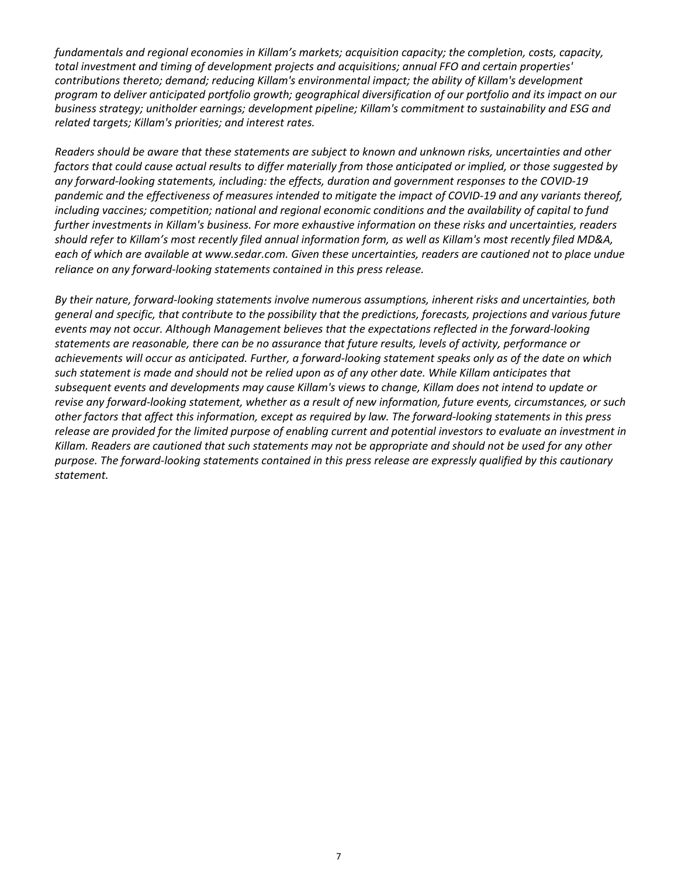*fundamentals and regional economies in Killam's markets; acquisition capacity; the completion, costs, capacity, total investment and timing of development projects and acquisitions; annual FFO and certain properties' contributions thereto; demand; reducing Killam's environmental impact; the ability of Killam's development program to deliver anticipated portfolio growth; geographical diversification of our portfolio and its impact on our business strategy; unitholder earnings; development pipeline; Killam's commitment to sustainability and ESG and related targets; Killam's priorities; and interest rates.*

*Readers should be aware that these statements are subject to known and unknown risks, uncertainties and other factors that could cause actual results to differ materially from those anticipated or implied, or those suggested by any forward-looking statements, including: the effects, duration and government responses to the COVID-19 pandemic and the effectiveness of measures intended to mitigate the impact of COVID-19 and any variants thereof, including vaccines; competition; national and regional economic conditions and the availability of capital to fund further investments in Killam's business. For more exhaustive information on these risks and uncertainties, readers should refer to Killam's most recently filed annual information form, as well as Killam's most recently filed MD&A, each of which are available at www.sedar.com. Given these uncertainties, readers are cautioned not to place undue reliance on any forward-looking statements contained in this press release.*

*By their nature, forward-looking statements involve numerous assumptions, inherent risks and uncertainties, both general and specific, that contribute to the possibility that the predictions, forecasts, projections and various future events may not occur. Although Management believes that the expectations reflected in the forward-looking statements are reasonable, there can be no assurance that future results, levels of activity, performance or achievements will occur as anticipated. Further, a forward-looking statement speaks only as of the date on which such statement is made and should not be relied upon as of any other date. While Killam anticipates that subsequent events and developments may cause Killam's views to change, Killam does not intend to update or revise any forward-looking statement, whether as a result of new information, future events, circumstances, or such other factors that affect this information, except as required by law. The forward-looking statements in this press release are provided for the limited purpose of enabling current and potential investors to evaluate an investment in Killam. Readers are cautioned that such statements may not be appropriate and should not be used for any other purpose. The forward-looking statements contained in this press release are expressly qualified by this cautionary statement.*